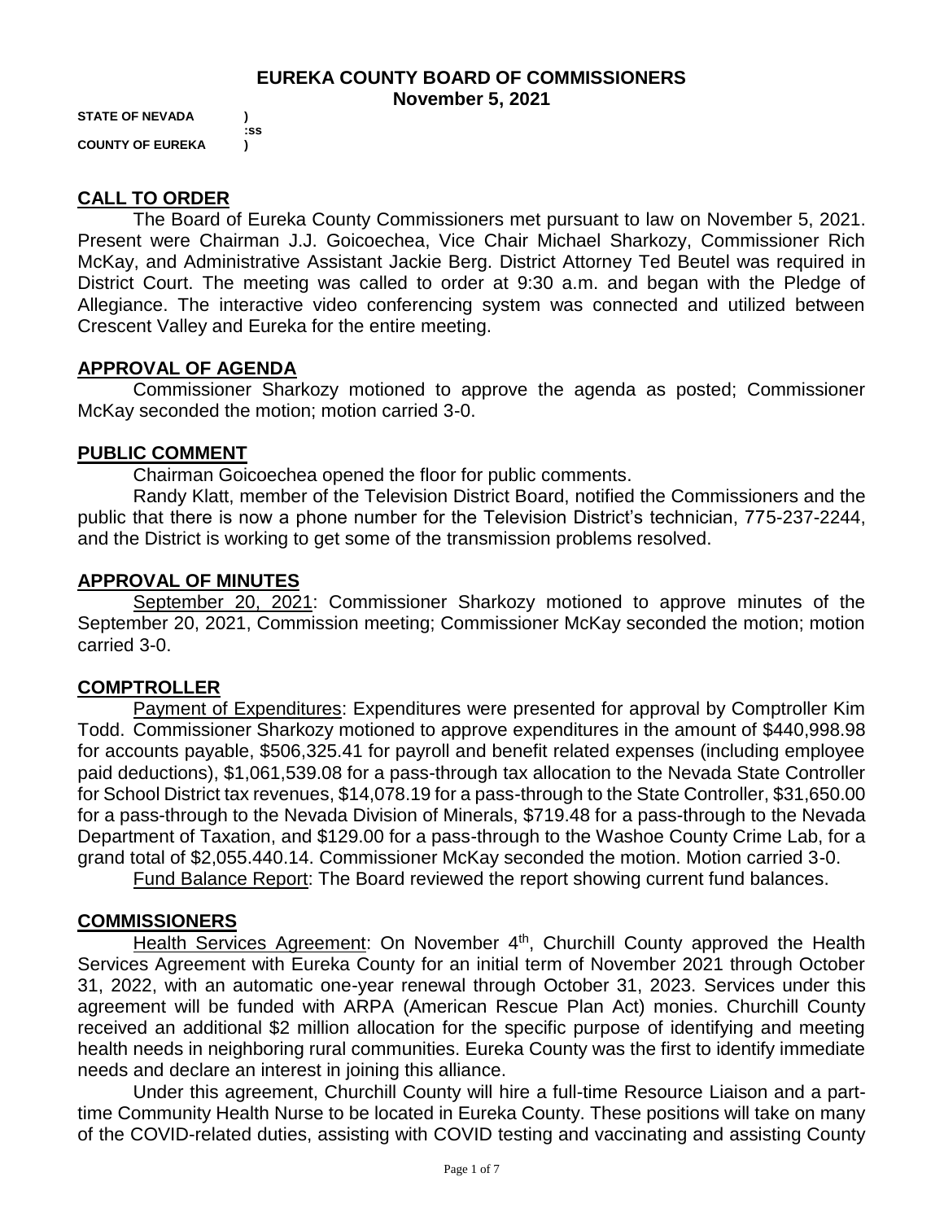# EUREKA COUNTY BOARD OF COMMISSIONERS
## November 5, 2021

**STATE OF NEVADA )**
**:ss**
**COUNTY OF EUREKA )**

## CALL TO ORDER

The Board of Eureka County Commissioners met pursuant to law on November 5, 2021. Present were Chairman J.J. Goicoechea, Vice Chair Michael Sharkozy, Commissioner Rich McKay, and Administrative Assistant Jackie Berg. District Attorney Ted Beutel was required in District Court. The meeting was called to order at 9:30 a.m. and began with the Pledge of Allegiance. The interactive video conferencing system was connected and utilized between Crescent Valley and Eureka for the entire meeting.

## APPROVAL OF AGENDA

Commissioner Sharkozy motioned to approve the agenda as posted; Commissioner McKay seconded the motion; motion carried 3-0.

## PUBLIC COMMENT

Chairman Goicoechea opened the floor for public comments.

Randy Klatt, member of the Television District Board, notified the Commissioners and the public that there is now a phone number for the Television District's technician, 775-237-2244, and the District is working to get some of the transmission problems resolved.

## APPROVAL OF MINUTES

September 20, 2021: Commissioner Sharkozy motioned to approve minutes of the September 20, 2021, Commission meeting; Commissioner McKay seconded the motion; motion carried 3-0.

## COMPTROLLER

Payment of Expenditures: Expenditures were presented for approval by Comptroller Kim Todd. Commissioner Sharkozy motioned to approve expenditures in the amount of $440,998.98 for accounts payable, $506,325.41 for payroll and benefit related expenses (including employee paid deductions), $1,061,539.08 for a pass-through tax allocation to the Nevada State Controller for School District tax revenues, $14,078.19 for a pass-through to the State Controller, $31,650.00 for a pass-through to the Nevada Division of Minerals, $719.48 for a pass-through to the Nevada Department of Taxation, and $129.00 for a pass-through to the Washoe County Crime Lab, for a grand total of $2,055.440.14. Commissioner McKay seconded the motion. Motion carried 3-0.

Fund Balance Report: The Board reviewed the report showing current fund balances.

## COMMISSIONERS

Health Services Agreement: On November 4th, Churchill County approved the Health Services Agreement with Eureka County for an initial term of November 2021 through October 31, 2022, with an automatic one-year renewal through October 31, 2023. Services under this agreement will be funded with ARPA (American Rescue Plan Act) monies. Churchill County received an additional $2 million allocation for the specific purpose of identifying and meeting health needs in neighboring rural communities. Eureka County was the first to identify immediate needs and declare an interest in joining this alliance.

Under this agreement, Churchill County will hire a full-time Resource Liaison and a part-time Community Health Nurse to be located in Eureka County. These positions will take on many of the COVID-related duties, assisting with COVID testing and vaccinating and assisting County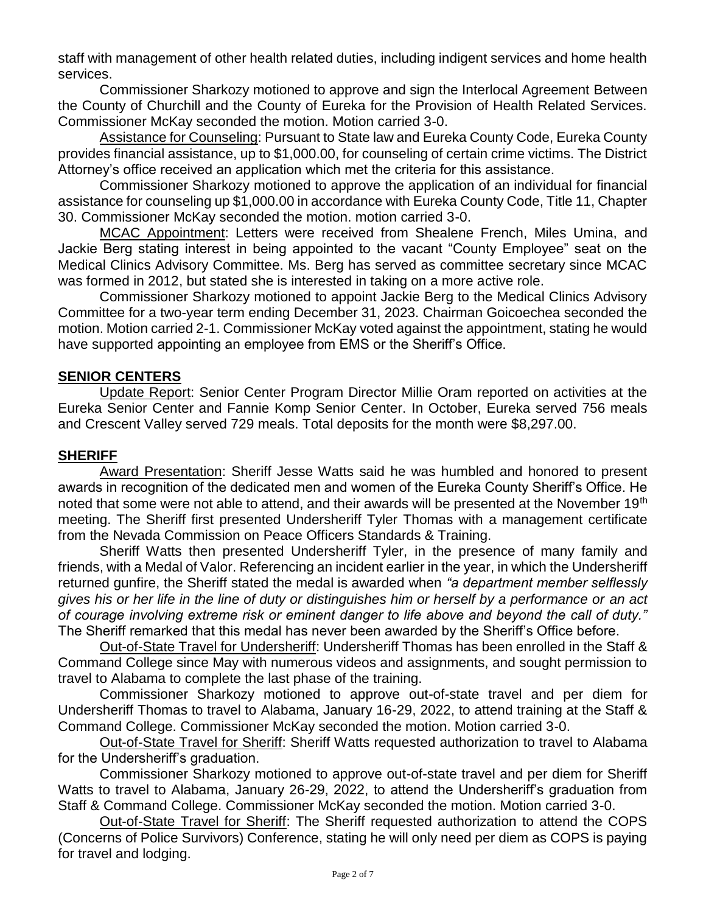staff with management of other health related duties, including indigent services and home health services.

Commissioner Sharkozy motioned to approve and sign the Interlocal Agreement Between the County of Churchill and the County of Eureka for the Provision of Health Related Services. Commissioner McKay seconded the motion. Motion carried 3-0.

Assistance for Counseling: Pursuant to State law and Eureka County Code, Eureka County provides financial assistance, up to $1,000.00, for counseling of certain crime victims. The District Attorney's office received an application which met the criteria for this assistance.

Commissioner Sharkozy motioned to approve the application of an individual for financial assistance for counseling up $1,000.00 in accordance with Eureka County Code, Title 11, Chapter 30. Commissioner McKay seconded the motion. motion carried 3-0.

MCAC Appointment: Letters were received from Shealene French, Miles Umina, and Jackie Berg stating interest in being appointed to the vacant "County Employee" seat on the Medical Clinics Advisory Committee. Ms. Berg has served as committee secretary since MCAC was formed in 2012, but stated she is interested in taking on a more active role.

Commissioner Sharkozy motioned to appoint Jackie Berg to the Medical Clinics Advisory Committee for a two-year term ending December 31, 2023. Chairman Goicoechea seconded the motion. Motion carried 2-1. Commissioner McKay voted against the appointment, stating he would have supported appointing an employee from EMS or the Sheriff's Office.

## SENIOR CENTERS

Update Report: Senior Center Program Director Millie Oram reported on activities at the Eureka Senior Center and Fannie Komp Senior Center. In October, Eureka served 756 meals and Crescent Valley served 729 meals. Total deposits for the month were $8,297.00.

## SHERIFF

Award Presentation: Sheriff Jesse Watts said he was humbled and honored to present awards in recognition of the dedicated men and women of the Eureka County Sheriff's Office. He noted that some were not able to attend, and their awards will be presented at the November 19th meeting. The Sheriff first presented Undersheriff Tyler Thomas with a management certificate from the Nevada Commission on Peace Officers Standards & Training.

Sheriff Watts then presented Undersheriff Tyler, in the presence of many family and friends, with a Medal of Valor. Referencing an incident earlier in the year, in which the Undersheriff returned gunfire, the Sheriff stated the medal is awarded when *"a department member selflessly gives his or her life in the line of duty or distinguishes him or herself by a performance or an act of courage involving extreme risk or eminent danger to life above and beyond the call of duty."* The Sheriff remarked that this medal has never been awarded by the Sheriff's Office before.

Out-of-State Travel for Undersheriff: Undersheriff Thomas has been enrolled in the Staff & Command College since May with numerous videos and assignments, and sought permission to travel to Alabama to complete the last phase of the training.

Commissioner Sharkozy motioned to approve out-of-state travel and per diem for Undersheriff Thomas to travel to Alabama, January 16-29, 2022, to attend training at the Staff & Command College. Commissioner McKay seconded the motion. Motion carried 3-0.

Out-of-State Travel for Sheriff: Sheriff Watts requested authorization to travel to Alabama for the Undersheriff's graduation.

Commissioner Sharkozy motioned to approve out-of-state travel and per diem for Sheriff Watts to travel to Alabama, January 26-29, 2022, to attend the Undersheriff's graduation from Staff & Command College. Commissioner McKay seconded the motion. Motion carried 3-0.

Out-of-State Travel for Sheriff: The Sheriff requested authorization to attend the COPS (Concerns of Police Survivors) Conference, stating he will only need per diem as COPS is paying for travel and lodging.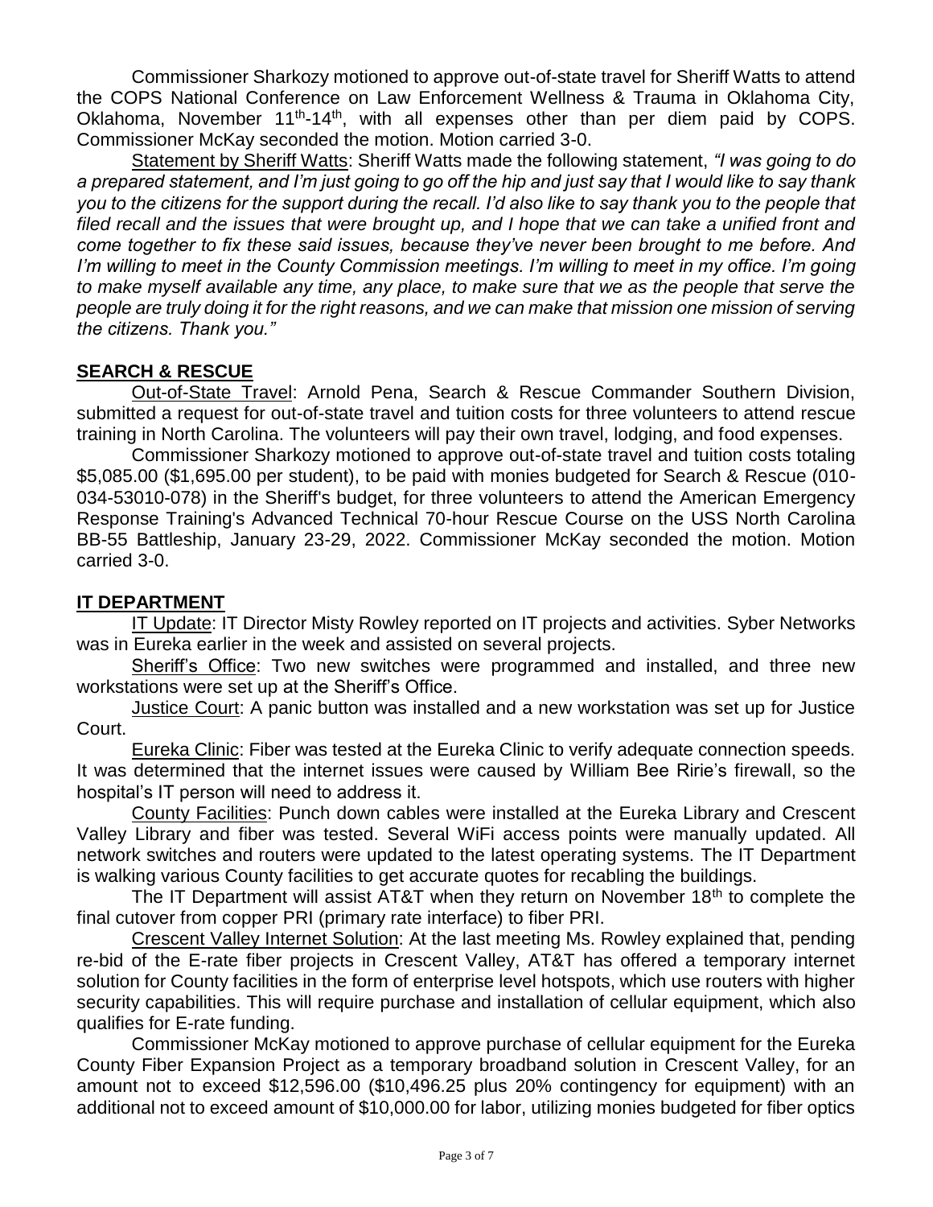Commissioner Sharkozy motioned to approve out-of-state travel for Sheriff Watts to attend the COPS National Conference on Law Enforcement Wellness & Trauma in Oklahoma City, Oklahoma, November 11th-14th, with all expenses other than per diem paid by COPS. Commissioner McKay seconded the motion. Motion carried 3-0.

Statement by Sheriff Watts: Sheriff Watts made the following statement, *"I was going to do a prepared statement, and I'm just going to go off the hip and just say that I would like to say thank you to the citizens for the support during the recall. I'd also like to say thank you to the people that filed recall and the issues that were brought up, and I hope that we can take a unified front and come together to fix these said issues, because they've never been brought to me before. And I'm willing to meet in the County Commission meetings. I'm willing to meet in my office. I'm going to make myself available any time, any place, to make sure that we as the people that serve the people are truly doing it for the right reasons, and we can make that mission one mission of serving the citizens. Thank you."*

## SEARCH & RESCUE

Out-of-State Travel: Arnold Pena, Search & Rescue Commander Southern Division, submitted a request for out-of-state travel and tuition costs for three volunteers to attend rescue training in North Carolina. The volunteers will pay their own travel, lodging, and food expenses.

Commissioner Sharkozy motioned to approve out-of-state travel and tuition costs totaling $5,085.00 ($1,695.00 per student), to be paid with monies budgeted for Search & Rescue (010-034-53010-078) in the Sheriff's budget, for three volunteers to attend the American Emergency Response Training's Advanced Technical 70-hour Rescue Course on the USS North Carolina BB-55 Battleship, January 23-29, 2022. Commissioner McKay seconded the motion. Motion carried 3-0.

## IT DEPARTMENT

IT Update: IT Director Misty Rowley reported on IT projects and activities. Syber Networks was in Eureka earlier in the week and assisted on several projects.

Sheriff's Office: Two new switches were programmed and installed, and three new workstations were set up at the Sheriff's Office.

Justice Court: A panic button was installed and a new workstation was set up for Justice Court.

Eureka Clinic: Fiber was tested at the Eureka Clinic to verify adequate connection speeds. It was determined that the internet issues were caused by William Bee Ririe's firewall, so the hospital's IT person will need to address it.

County Facilities: Punch down cables were installed at the Eureka Library and Crescent Valley Library and fiber was tested. Several WiFi access points were manually updated. All network switches and routers were updated to the latest operating systems. The IT Department is walking various County facilities to get accurate quotes for recabling the buildings.

The IT Department will assist AT&T when they return on November 18th to complete the final cutover from copper PRI (primary rate interface) to fiber PRI.

Crescent Valley Internet Solution: At the last meeting Ms. Rowley explained that, pending re-bid of the E-rate fiber projects in Crescent Valley, AT&T has offered a temporary internet solution for County facilities in the form of enterprise level hotspots, which use routers with higher security capabilities. This will require purchase and installation of cellular equipment, which also qualifies for E-rate funding.

Commissioner McKay motioned to approve purchase of cellular equipment for the Eureka County Fiber Expansion Project as a temporary broadband solution in Crescent Valley, for an amount not to exceed $12,596.00 ($10,496.25 plus 20% contingency for equipment) with an additional not to exceed amount of $10,000.00 for labor, utilizing monies budgeted for fiber optics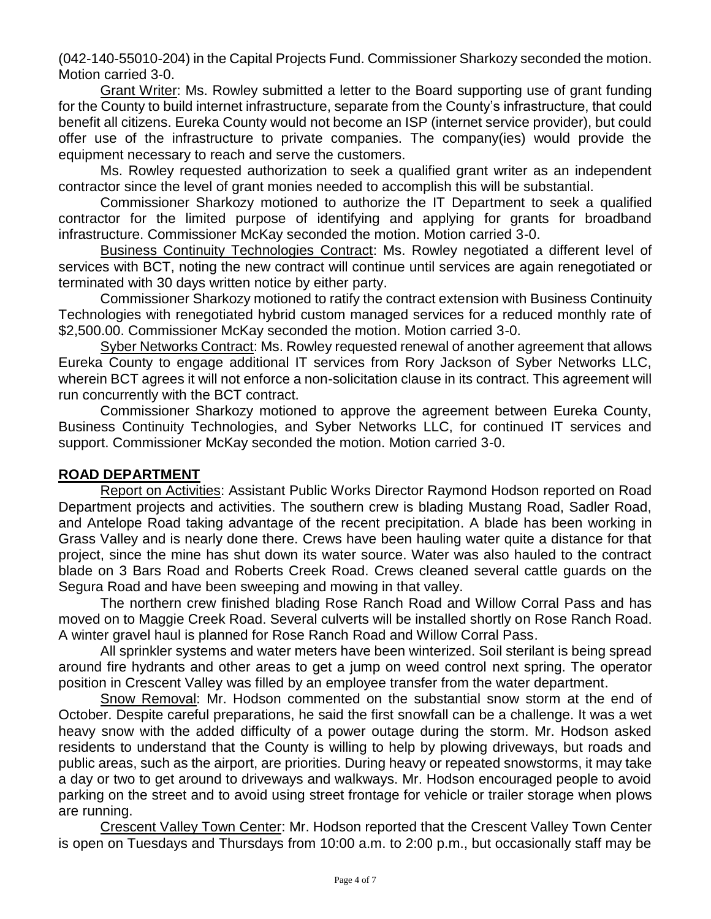(042-140-55010-204) in the Capital Projects Fund. Commissioner Sharkozy seconded the motion. Motion carried 3-0.

Grant Writer: Ms. Rowley submitted a letter to the Board supporting use of grant funding for the County to build internet infrastructure, separate from the County's infrastructure, that could benefit all citizens. Eureka County would not become an ISP (internet service provider), but could offer use of the infrastructure to private companies. The company(ies) would provide the equipment necessary to reach and serve the customers.

Ms. Rowley requested authorization to seek a qualified grant writer as an independent contractor since the level of grant monies needed to accomplish this will be substantial.

Commissioner Sharkozy motioned to authorize the IT Department to seek a qualified contractor for the limited purpose of identifying and applying for grants for broadband infrastructure. Commissioner McKay seconded the motion. Motion carried 3-0.

Business Continuity Technologies Contract: Ms. Rowley negotiated a different level of services with BCT, noting the new contract will continue until services are again renegotiated or terminated with 30 days written notice by either party.

Commissioner Sharkozy motioned to ratify the contract extension with Business Continuity Technologies with renegotiated hybrid custom managed services for a reduced monthly rate of $2,500.00. Commissioner McKay seconded the motion. Motion carried 3-0.

Syber Networks Contract: Ms. Rowley requested renewal of another agreement that allows Eureka County to engage additional IT services from Rory Jackson of Syber Networks LLC, wherein BCT agrees it will not enforce a non-solicitation clause in its contract. This agreement will run concurrently with the BCT contract.

Commissioner Sharkozy motioned to approve the agreement between Eureka County, Business Continuity Technologies, and Syber Networks LLC, for continued IT services and support. Commissioner McKay seconded the motion. Motion carried 3-0.

## ROAD DEPARTMENT

Report on Activities: Assistant Public Works Director Raymond Hodson reported on Road Department projects and activities. The southern crew is blading Mustang Road, Sadler Road, and Antelope Road taking advantage of the recent precipitation. A blade has been working in Grass Valley and is nearly done there. Crews have been hauling water quite a distance for that project, since the mine has shut down its water source. Water was also hauled to the contract blade on 3 Bars Road and Roberts Creek Road. Crews cleaned several cattle guards on the Segura Road and have been sweeping and mowing in that valley.

The northern crew finished blading Rose Ranch Road and Willow Corral Pass and has moved on to Maggie Creek Road. Several culverts will be installed shortly on Rose Ranch Road. A winter gravel haul is planned for Rose Ranch Road and Willow Corral Pass.

All sprinkler systems and water meters have been winterized. Soil sterilant is being spread around fire hydrants and other areas to get a jump on weed control next spring. The operator position in Crescent Valley was filled by an employee transfer from the water department.

Snow Removal: Mr. Hodson commented on the substantial snow storm at the end of October. Despite careful preparations, he said the first snowfall can be a challenge. It was a wet heavy snow with the added difficulty of a power outage during the storm. Mr. Hodson asked residents to understand that the County is willing to help by plowing driveways, but roads and public areas, such as the airport, are priorities. During heavy or repeated snowstorms, it may take a day or two to get around to driveways and walkways. Mr. Hodson encouraged people to avoid parking on the street and to avoid using street frontage for vehicle or trailer storage when plows are running.

Crescent Valley Town Center: Mr. Hodson reported that the Crescent Valley Town Center is open on Tuesdays and Thursdays from 10:00 a.m. to 2:00 p.m., but occasionally staff may be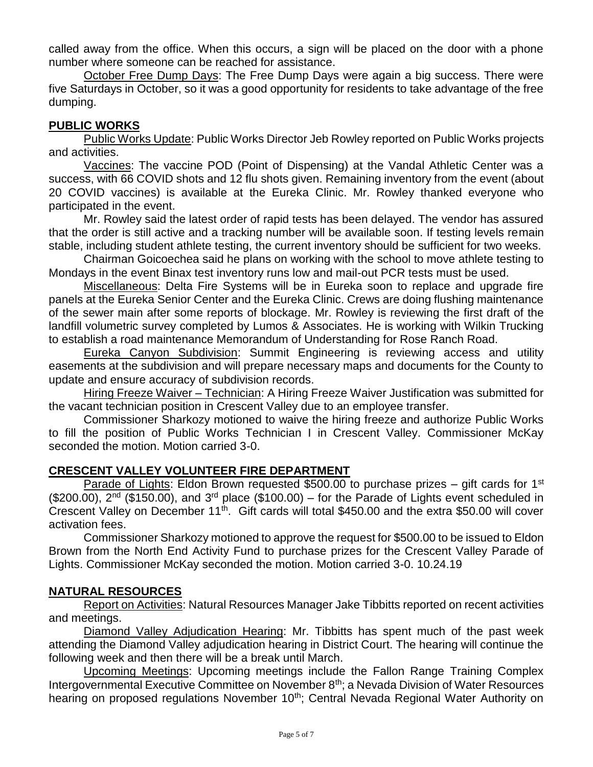called away from the office. When this occurs, a sign will be placed on the door with a phone number where someone can be reached for assistance.

October Free Dump Days: The Free Dump Days were again a big success. There were five Saturdays in October, so it was a good opportunity for residents to take advantage of the free dumping.

## PUBLIC WORKS

Public Works Update: Public Works Director Jeb Rowley reported on Public Works projects and activities.

Vaccines: The vaccine POD (Point of Dispensing) at the Vandal Athletic Center was a success, with 66 COVID shots and 12 flu shots given. Remaining inventory from the event (about 20 COVID vaccines) is available at the Eureka Clinic. Mr. Rowley thanked everyone who participated in the event.

Mr. Rowley said the latest order of rapid tests has been delayed. The vendor has assured that the order is still active and a tracking number will be available soon. If testing levels remain stable, including student athlete testing, the current inventory should be sufficient for two weeks.

Chairman Goicoechea said he plans on working with the school to move athlete testing to Mondays in the event Binax test inventory runs low and mail-out PCR tests must be used.

Miscellaneous: Delta Fire Systems will be in Eureka soon to replace and upgrade fire panels at the Eureka Senior Center and the Eureka Clinic. Crews are doing flushing maintenance of the sewer main after some reports of blockage. Mr. Rowley is reviewing the first draft of the landfill volumetric survey completed by Lumos & Associates. He is working with Wilkin Trucking to establish a road maintenance Memorandum of Understanding for Rose Ranch Road.

Eureka Canyon Subdivision: Summit Engineering is reviewing access and utility easements at the subdivision and will prepare necessary maps and documents for the County to update and ensure accuracy of subdivision records.

Hiring Freeze Waiver – Technician: A Hiring Freeze Waiver Justification was submitted for the vacant technician position in Crescent Valley due to an employee transfer.

Commissioner Sharkozy motioned to waive the hiring freeze and authorize Public Works to fill the position of Public Works Technician I in Crescent Valley. Commissioner McKay seconded the motion. Motion carried 3-0.

## CRESCENT VALLEY VOLUNTEER FIRE DEPARTMENT

Parade of Lights: Eldon Brown requested $500.00 to purchase prizes – gift cards for 1st ($200.00), 2nd ($150.00), and 3rd place ($100.00) – for the Parade of Lights event scheduled in Crescent Valley on December 11th. Gift cards will total $450.00 and the extra $50.00 will cover activation fees.

Commissioner Sharkozy motioned to approve the request for $500.00 to be issued to Eldon Brown from the North End Activity Fund to purchase prizes for the Crescent Valley Parade of Lights. Commissioner McKay seconded the motion. Motion carried 3-0. 10.24.19

## NATURAL RESOURCES

Report on Activities: Natural Resources Manager Jake Tibbitts reported on recent activities and meetings.

Diamond Valley Adjudication Hearing: Mr. Tibbitts has spent much of the past week attending the Diamond Valley adjudication hearing in District Court. The hearing will continue the following week and then there will be a break until March.

Upcoming Meetings: Upcoming meetings include the Fallon Range Training Complex Intergovernmental Executive Committee on November 8th; a Nevada Division of Water Resources hearing on proposed regulations November 10th; Central Nevada Regional Water Authority on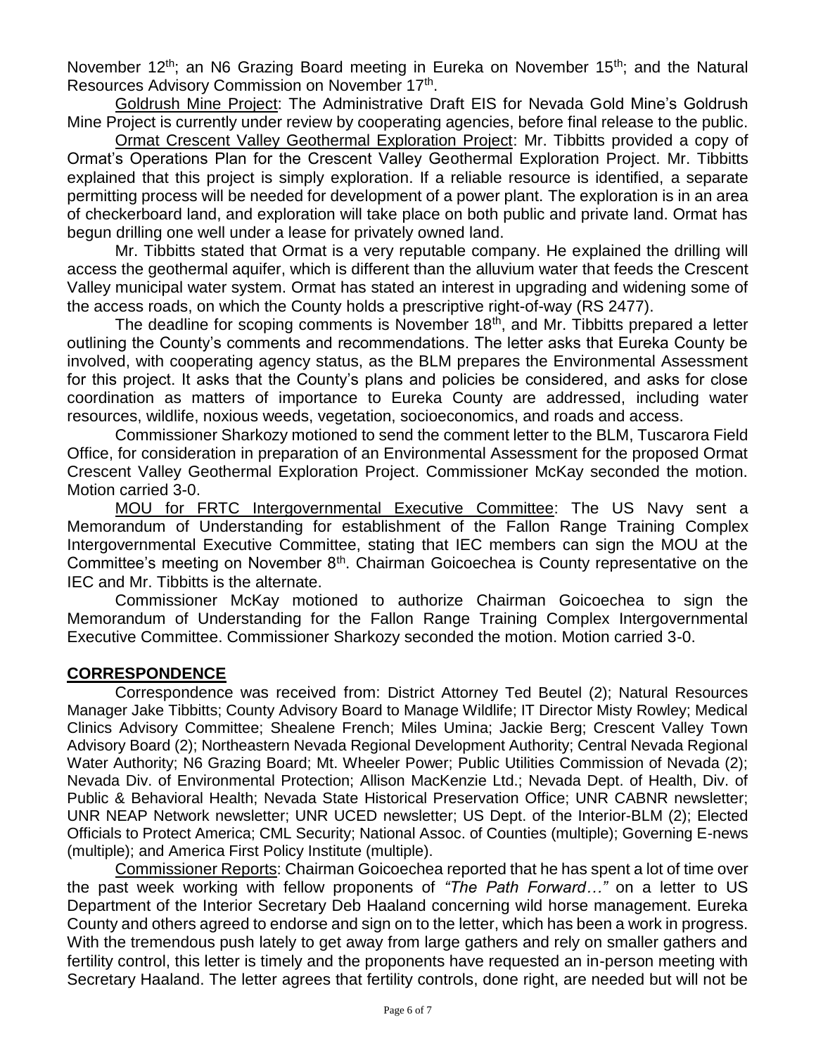November 12th; an N6 Grazing Board meeting in Eureka on November 15th; and the Natural Resources Advisory Commission on November 17th.

Goldrush Mine Project: The Administrative Draft EIS for Nevada Gold Mine's Goldrush Mine Project is currently under review by cooperating agencies, before final release to the public.

Ormat Crescent Valley Geothermal Exploration Project: Mr. Tibbitts provided a copy of Ormat's Operations Plan for the Crescent Valley Geothermal Exploration Project. Mr. Tibbitts explained that this project is simply exploration. If a reliable resource is identified, a separate permitting process will be needed for development of a power plant. The exploration is in an area of checkerboard land, and exploration will take place on both public and private land. Ormat has begun drilling one well under a lease for privately owned land.

Mr. Tibbitts stated that Ormat is a very reputable company. He explained the drilling will access the geothermal aquifer, which is different than the alluvium water that feeds the Crescent Valley municipal water system. Ormat has stated an interest in upgrading and widening some of the access roads, on which the County holds a prescriptive right-of-way (RS 2477).

The deadline for scoping comments is November 18th, and Mr. Tibbitts prepared a letter outlining the County's comments and recommendations. The letter asks that Eureka County be involved, with cooperating agency status, as the BLM prepares the Environmental Assessment for this project. It asks that the County's plans and policies be considered, and asks for close coordination as matters of importance to Eureka County are addressed, including water resources, wildlife, noxious weeds, vegetation, socioeconomics, and roads and access.

Commissioner Sharkozy motioned to send the comment letter to the BLM, Tuscarora Field Office, for consideration in preparation of an Environmental Assessment for the proposed Ormat Crescent Valley Geothermal Exploration Project. Commissioner McKay seconded the motion. Motion carried 3-0.

MOU for FRTC Intergovernmental Executive Committee: The US Navy sent a Memorandum of Understanding for establishment of the Fallon Range Training Complex Intergovernmental Executive Committee, stating that IEC members can sign the MOU at the Committee's meeting on November 8th. Chairman Goicoechea is County representative on the IEC and Mr. Tibbitts is the alternate.

Commissioner McKay motioned to authorize Chairman Goicoechea to sign the Memorandum of Understanding for the Fallon Range Training Complex Intergovernmental Executive Committee. Commissioner Sharkozy seconded the motion. Motion carried 3-0.

## CORRESPONDENCE

Correspondence was received from: District Attorney Ted Beutel (2); Natural Resources Manager Jake Tibbitts; County Advisory Board to Manage Wildlife; IT Director Misty Rowley; Medical Clinics Advisory Committee; Shealene French; Miles Umina; Jackie Berg; Crescent Valley Town Advisory Board (2); Northeastern Nevada Regional Development Authority; Central Nevada Regional Water Authority; N6 Grazing Board; Mt. Wheeler Power; Public Utilities Commission of Nevada (2); Nevada Div. of Environmental Protection; Allison MacKenzie Ltd.; Nevada Dept. of Health, Div. of Public & Behavioral Health; Nevada State Historical Preservation Office; UNR CABNR newsletter; UNR NEAP Network newsletter; UNR UCED newsletter; US Dept. of the Interior-BLM (2); Elected Officials to Protect America; CML Security; National Assoc. of Counties (multiple); Governing E-news (multiple); and America First Policy Institute (multiple).

Commissioner Reports: Chairman Goicoechea reported that he has spent a lot of time over the past week working with fellow proponents of *"The Path Forward…"* on a letter to US Department of the Interior Secretary Deb Haaland concerning wild horse management. Eureka County and others agreed to endorse and sign on to the letter, which has been a work in progress. With the tremendous push lately to get away from large gathers and rely on smaller gathers and fertility control, this letter is timely and the proponents have requested an in-person meeting with Secretary Haaland. The letter agrees that fertility controls, done right, are needed but will not be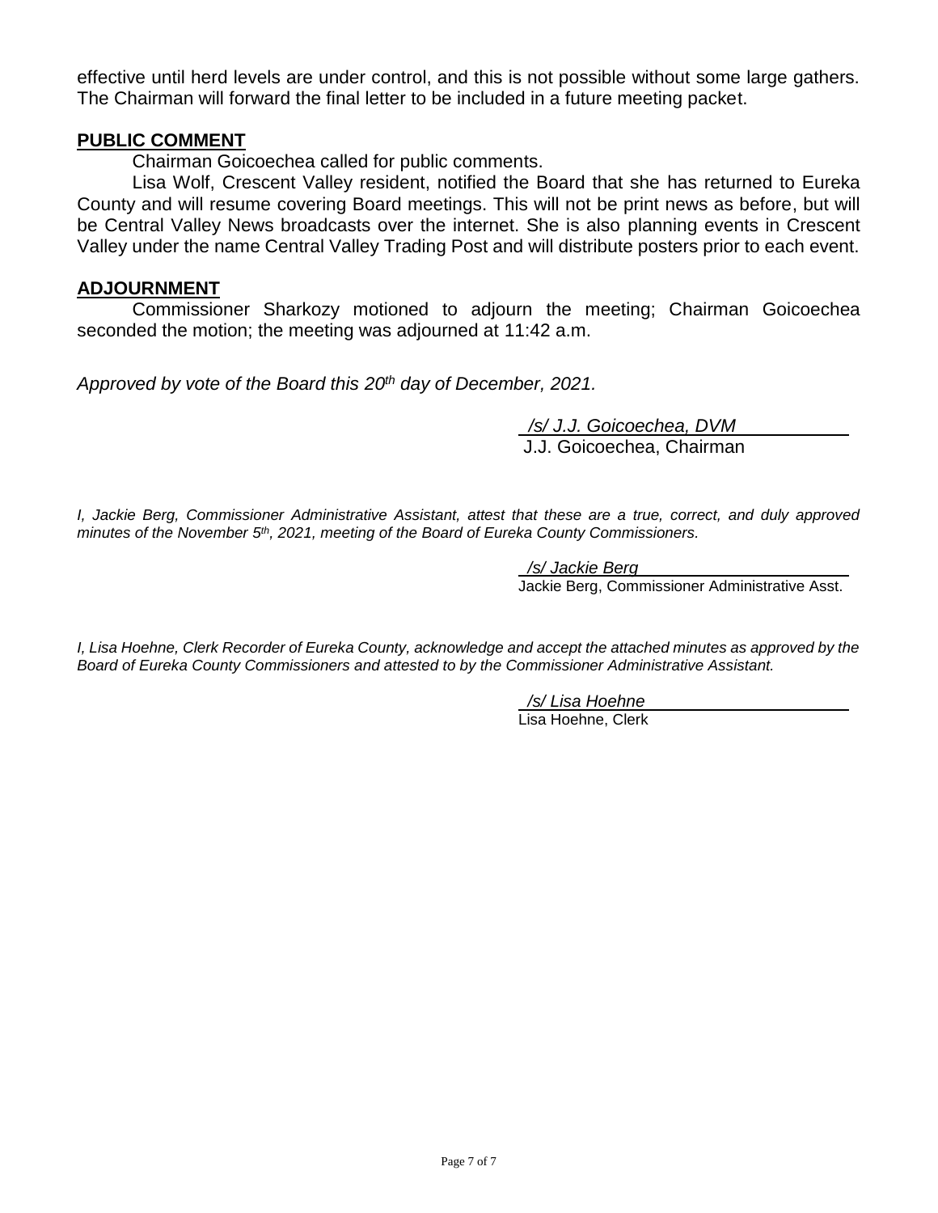effective until herd levels are under control, and this is not possible without some large gathers. The Chairman will forward the final letter to be included in a future meeting packet.

**PUBLIC COMMENT**

Chairman Goicoechea called for public comments.

Lisa Wolf, Crescent Valley resident, notified the Board that she has returned to Eureka County and will resume covering Board meetings. This will not be print news as before, but will be Central Valley News broadcasts over the internet. She is also planning events in Crescent Valley under the name Central Valley Trading Post and will distribute posters prior to each event.

**ADJOURNMENT**

Commissioner Sharkozy motioned to adjourn the meeting; Chairman Goicoechea seconded the motion; the meeting was adjourned at 11:42 a.m.

*Approved by vote of the Board this 20th day of December, 2021.*

*/s/ J.J. Goicoechea, DVM*
J.J. Goicoechea, Chairman

*I, Jackie Berg, Commissioner Administrative Assistant, attest that these are a true, correct, and duly approved minutes of the November 5th, 2021, meeting of the Board of Eureka County Commissioners.*

*/s/ Jackie Berg*
Jackie Berg, Commissioner Administrative Asst.

*I, Lisa Hoehne, Clerk Recorder of Eureka County, acknowledge and accept the attached minutes as approved by the Board of Eureka County Commissioners and attested to by the Commissioner Administrative Assistant.*

*/s/ Lisa Hoehne*
Lisa Hoehne, Clerk